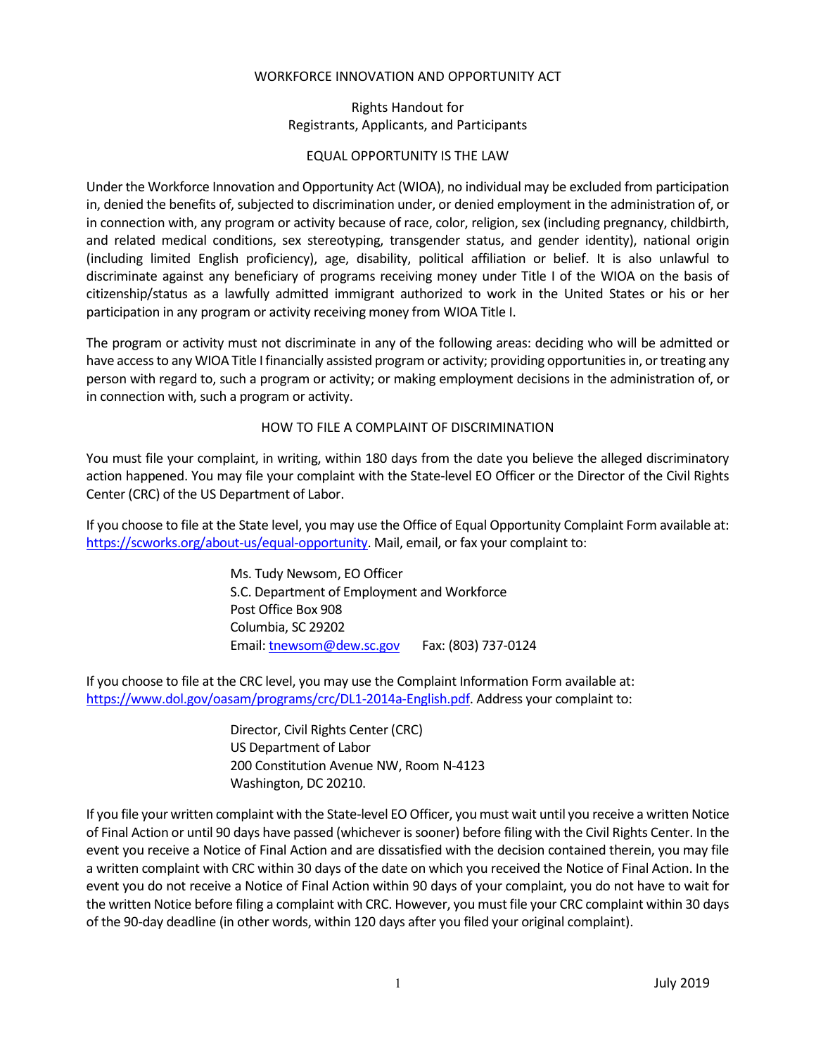# WORKFORCE INNOVATION AND OPPORTUNITY ACT

## Rights Handout for Registrants, Applicants, and Participants

## EQUAL OPPORTUNITY IS THE LAW

Under the Workforce Innovation and Opportunity Act (WIOA), no individual may be excluded from participation in, denied the benefits of, subjected to discrimination under, or denied employment in the administration of, or in connection with, any program or activity because of race, color, religion, sex (including pregnancy, childbirth, and related medical conditions, sex stereotyping, transgender status, and gender identity), national origin (including limited English proficiency), age, disability, political affiliation or belief. It is also unlawful to discriminate against any beneficiary of programs receiving money under Title I of the WIOA on the basis of citizenship/status as a lawfully admitted immigrant authorized to work in the United States or his or her participation in any program or activity receiving money from WIOA Title I.

The program or activity must not discriminate in any of the following areas: deciding who will be admitted or have access to any WIOA Title I financially assisted program or activity; providing opportunities in, or treating any person with regard to, such a program or activity; or making employment decisions in the administration of, or in connection with, such a program or activity.

## HOW TO FILE A COMPLAINT OF DISCRIMINATION

You must file your complaint, in writing, within 180 days from the date you believe the alleged discriminatory action happened. You may file your complaint with the State-level EO Officer or the Director of the Civil Rights Center (CRC) of the US Department of Labor.

If you choose to file at the State level, you may use the Office of Equal Opportunity Complaint Form available at: https://scworks.org/about-us/equal-opportunity. Mail, email, or fax your complaint to:

> Ms. Tudy Newsom, EO Officer
> S.C. Department of Employment and Workforce
> Post Office Box 908
> Columbia, SC 29202
> Email: tnewsom@dew.sc.gov Fax: (803) 737-0124

If you choose to file at the CRC level, you may use the Complaint Information Form available at: https://www.dol.gov/oasam/programs/crc/DL1-2014a-English.pdf. Address your complaint to:

> Director, Civil Rights Center (CRC)
> US Department of Labor
> 200 Constitution Avenue NW, Room N-4123
> Washington, DC 20210.

If you file your written complaint with the State-level EO Officer, you must wait until you receive a written Notice of Final Action or until 90 days have passed (whichever is sooner) before filing with the Civil Rights Center. In the event you receive a Notice of Final Action and are dissatisfied with the decision contained therein, you may file a written complaint with CRC within 30 days of the date on which you received the Notice of Final Action. In the event you do not receive a Notice of Final Action within 90 days of your complaint, you do not have to wait for the written Notice before filing a complaint with CRC. However, you must file your CRC complaint within 30 days of the 90-day deadline (in other words, within 120 days after you filed your original complaint).

July 2019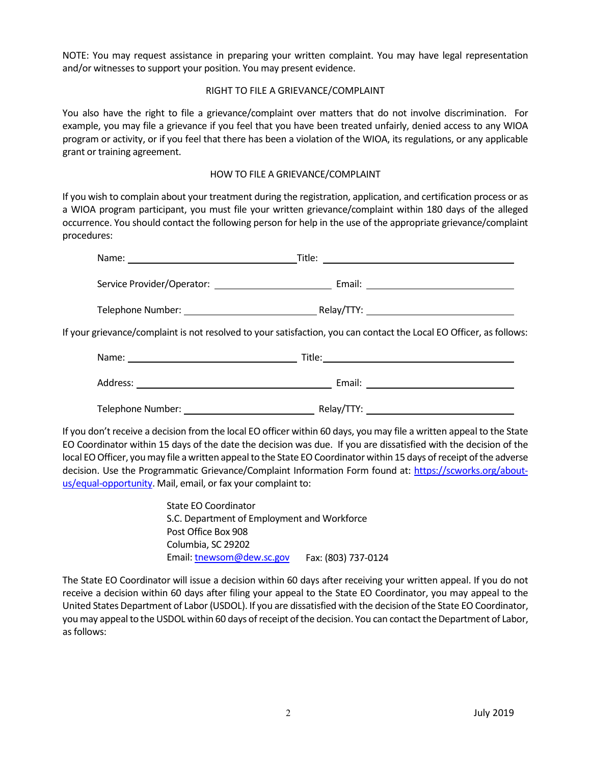NOTE: You may request assistance in preparing your written complaint. You may have legal representation and/or witnesses to support your position. You may present evidence.

## RIGHT TO FILE A GRIEVANCE/COMPLAINT

You also have the right to file a grievance/complaint over matters that do not involve discrimination. For example, you may file a grievance if you feel that you have been treated unfairly, denied access to any WIOA program or activity, or if you feel that there has been a violation of the WIOA, its regulations, or any applicable grant or training agreement.

## HOW TO FILE A GRIEVANCE/COMPLAINT

If you wish to complain about your treatment during the registration, application, and certification process or as a WIOA program participant, you must file your written grievance/complaint within 180 days of the alleged occurrence. You should contact the following person for help in the use of the appropriate grievance/complaint procedures:

Name: ______________________________ Title: ______________________________

Service Provider/Operator: ______________________ Email: ______________________

Telephone Number: ______________________ Relay/TTY: ______________________

If your grievance/complaint is not resolved to your satisfaction, you can contact the Local EO Officer, as follows:

Name: ______________________________ Title: ______________________________

Address: ______________________________ Email: ______________________

Telephone Number: ______________________ Relay/TTY: ______________________

If you don't receive a decision from the local EO officer within 60 days, you may file a written appeal to the State EO Coordinator within 15 days of the date the decision was due. If you are dissatisfied with the decision of the local EO Officer, you may file a written appeal to the State EO Coordinator within 15 days of receipt of the adverse decision. Use the Programmatic Grievance/Complaint Information Form found at: https://scworks.org/about-us/equal-opportunity. Mail, email, or fax your complaint to:

State EO Coordinator
S.C. Department of Employment and Workforce
Post Office Box 908
Columbia, SC 29202
Email: tnewsom@dew.sc.gov Fax: (803) 737-0124

The State EO Coordinator will issue a decision within 60 days after receiving your written appeal. If you do not receive a decision within 60 days after filing your appeal to the State EO Coordinator, you may appeal to the United States Department of Labor (USDOL). If you are dissatisfied with the decision of the State EO Coordinator, you may appeal to the USDOL within 60 days of receipt of the decision. You can contact the Department of Labor, as follows: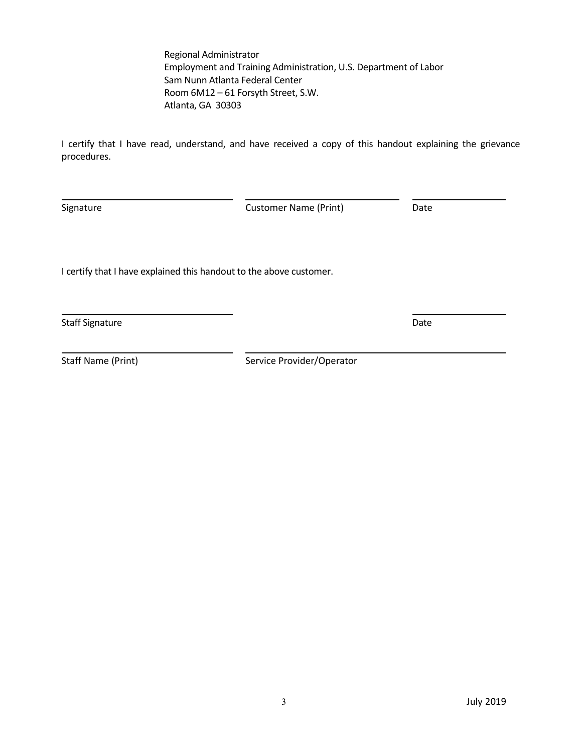Regional Administrator
Employment and Training Administration, U.S. Department of Labor
Sam Nunn Atlanta Federal Center
Room 6M12 – 61 Forsyth Street, S.W.
Atlanta, GA 30303

I certify that I have read, understand, and have received a copy of this handout explaining the grievance procedures.

| ______________________ | ______________________ | ______________ |
| --- | --- | --- |
| Signature | Customer Name (Print) | Date |

I certify that I have explained this handout to the above customer.

| ______________________ | | ______________ |
| --- | --- | --- |
| Staff Signature | | Date |

| ______________________ | ______________________ |
| --- | --- |
| Staff Name (Print) | Service Provider/Operator |

July 2019